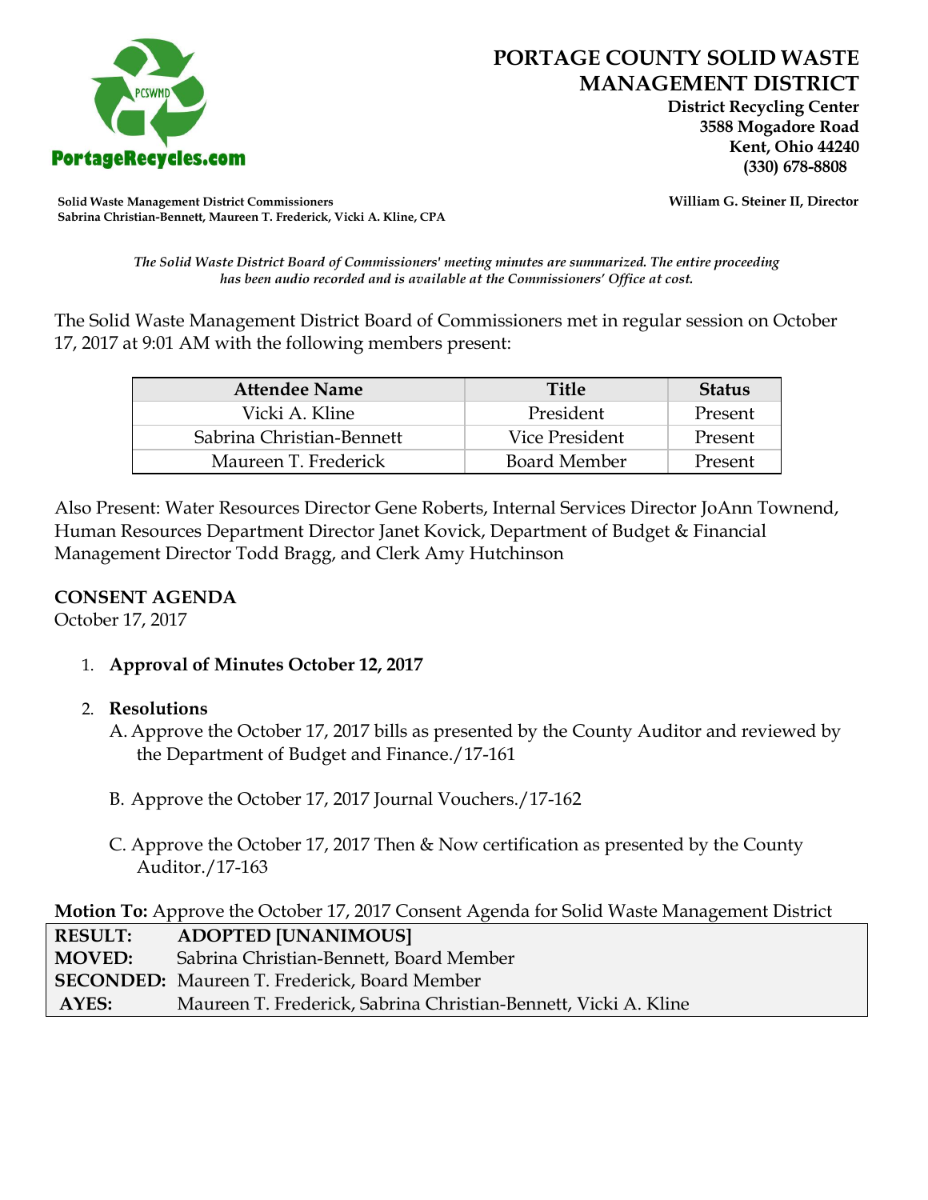PortageRecycles.com

# PORTAGE COUNTY SOLID WASTE MANAGEMENT DISTRICT

**District Recycling Center**
**3588 Mogadore Road**
**Kent, Ohio 44240**
**(330) 678-8808**

**Solid Waste Management District Commissioners**
**Sabrina Christian-Bennett, Maureen T. Frederick, Vicki A. Kline, CPA**

**William G. Steiner II, Director**

*The Solid Waste District Board of Commissioners' meeting minutes are summarized. The entire proceeding has been audio recorded and is available at the Commissioners' Office at cost.*

The Solid Waste Management District Board of Commissioners met in regular session on October 17, 2017 at 9:01 AM with the following members present:

| Attendee Name | Title | Status |
|---|---|---|
| Vicki A. Kline | President | Present |
| Sabrina Christian-Bennett | Vice President | Present |
| Maureen T. Frederick | Board Member | Present |

Also Present: Water Resources Director Gene Roberts, Internal Services Director JoAnn Townend, Human Resources Department Director Janet Kovick, Department of Budget & Financial Management Director Todd Bragg, and Clerk Amy Hutchinson

**CONSENT AGENDA**
October 17, 2017

1. **Approval of Minutes October 12, 2017**

2. **Resolutions**
   A. Approve the October 17, 2017 bills as presented by the County Auditor and reviewed by the Department of Budget and Finance./17-161

   B. Approve the October 17, 2017 Journal Vouchers./17-162

   C. Approve the October 17, 2017 Then & Now certification as presented by the County Auditor./17-163

**Motion To:** Approve the October 17, 2017 Consent Agenda for Solid Waste Management District

| | |
|---|---|
| **RESULT:** | **ADOPTED [UNANIMOUS]** |
| **MOVED:** | Sabrina Christian-Bennett, Board Member |
| **SECONDED:** | Maureen T. Frederick, Board Member |
| **AYES:** | Maureen T. Frederick, Sabrina Christian-Bennett, Vicki A. Kline |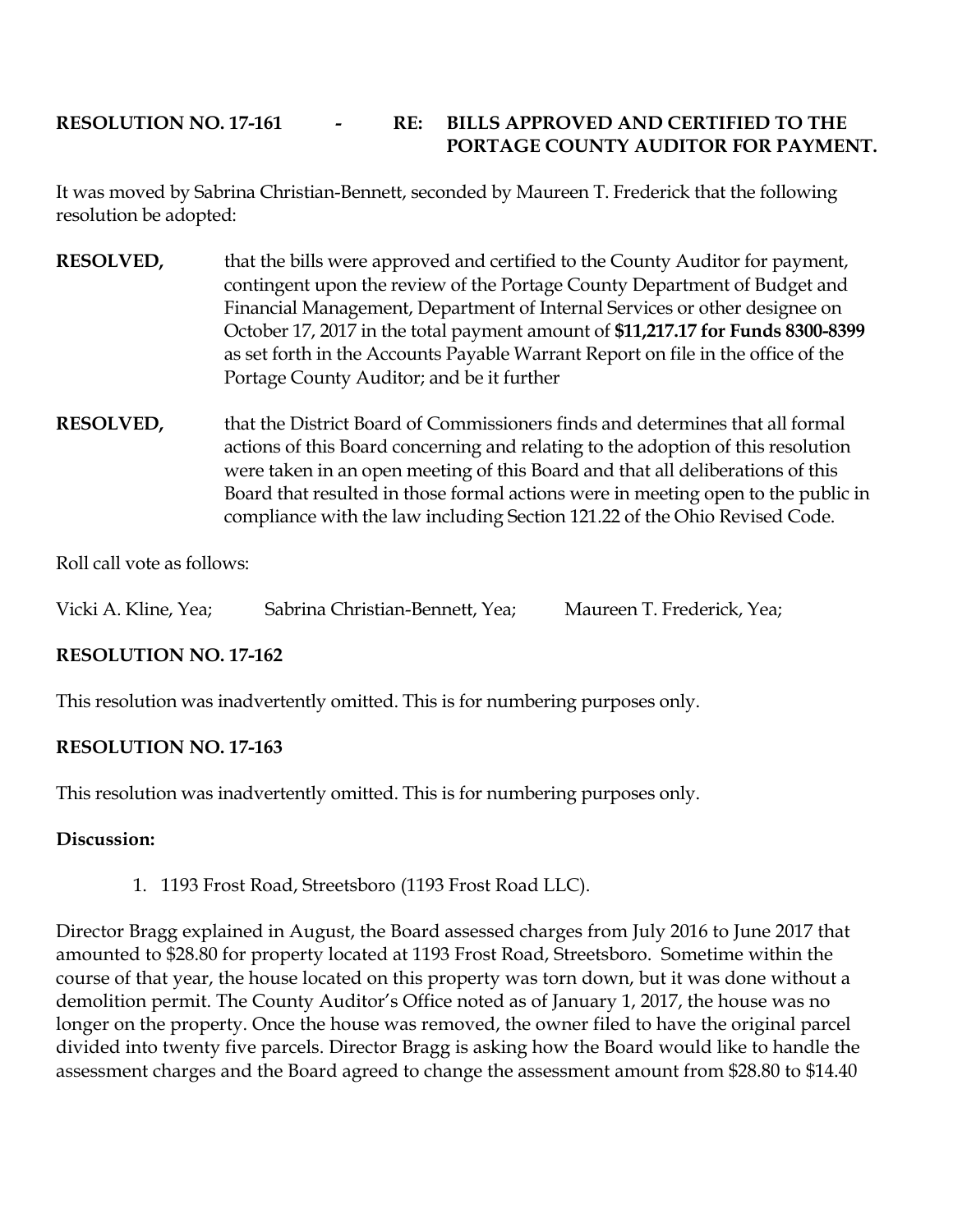**RESOLUTION NO. 17-161 - RE: BILLS APPROVED AND CERTIFIED TO THE PORTAGE COUNTY AUDITOR FOR PAYMENT.**

It was moved by Sabrina Christian-Bennett, seconded by Maureen T. Frederick that the following resolution be adopted:

**RESOLVED,** that the bills were approved and certified to the County Auditor for payment, contingent upon the review of the Portage County Department of Budget and Financial Management, Department of Internal Services or other designee on October 17, 2017 in the total payment amount of **$11,217.17 for Funds 8300-8399** as set forth in the Accounts Payable Warrant Report on file in the office of the Portage County Auditor; and be it further

**RESOLVED,** that the District Board of Commissioners finds and determines that all formal actions of this Board concerning and relating to the adoption of this resolution were taken in an open meeting of this Board and that all deliberations of this Board that resulted in those formal actions were in meeting open to the public in compliance with the law including Section 121.22 of the Ohio Revised Code.

Roll call vote as follows:

Vicki A. Kline, Yea; Sabrina Christian-Bennett, Yea; Maureen T. Frederick, Yea;

**RESOLUTION NO. 17-162**

This resolution was inadvertently omitted. This is for numbering purposes only.

**RESOLUTION NO. 17-163**

This resolution was inadvertently omitted. This is for numbering purposes only.

**Discussion:**

1. 1193 Frost Road, Streetsboro (1193 Frost Road LLC).

Director Bragg explained in August, the Board assessed charges from July 2016 to June 2017 that amounted to $28.80 for property located at 1193 Frost Road, Streetsboro. Sometime within the course of that year, the house located on this property was torn down, but it was done without a demolition permit. The County Auditor's Office noted as of January 1, 2017, the house was no longer on the property. Once the house was removed, the owner filed to have the original parcel divided into twenty five parcels. Director Bragg is asking how the Board would like to handle the assessment charges and the Board agreed to change the assessment amount from $28.80 to $14.40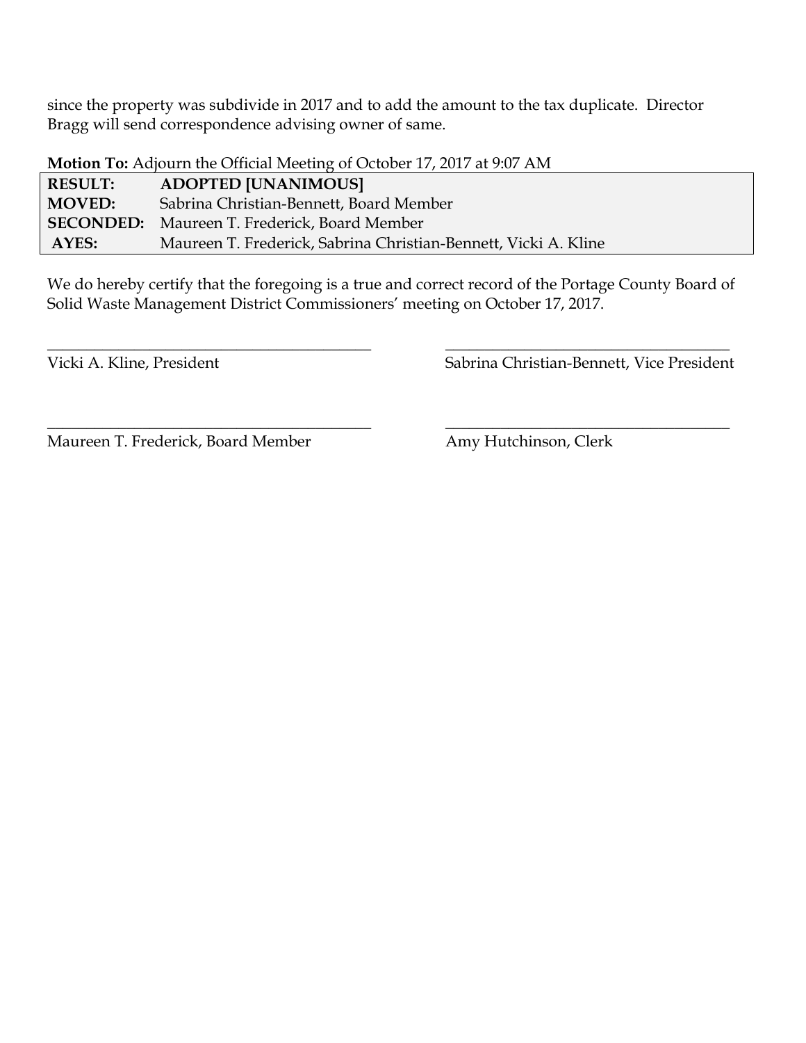since the property was subdivide in 2017 and to add the amount to the tax duplicate. Director Bragg will send correspondence advising owner of same.

**Motion To:** Adjourn the Official Meeting of October 17, 2017 at 9:07 AM

| | |
|---|---|
| **RESULT:** | **ADOPTED [UNANIMOUS]** |
| **MOVED:** | Sabrina Christian-Bennett, Board Member |
| **SECONDED:** | Maureen T. Frederick, Board Member |
| **AYES:** | Maureen T. Frederick, Sabrina Christian-Bennett, Vicki A. Kline |

We do hereby certify that the foregoing is a true and correct record of the Portage County Board of Solid Waste Management District Commissioners' meeting on October 17, 2017.

\_\_\_\_\_\_\_\_\_\_\_\_\_\_\_\_\_\_\_\_\_\_\_\_\_\_\_\_\_\_\_\_\_\_\_\_\_\_\_\_\_
Vicki A. Kline, President

\_\_\_\_\_\_\_\_\_\_\_\_\_\_\_\_\_\_\_\_\_\_\_\_\_\_\_\_\_\_\_\_\_\_\_\_\_\_\_\_\_
Sabrina Christian-Bennett, Vice President

\_\_\_\_\_\_\_\_\_\_\_\_\_\_\_\_\_\_\_\_\_\_\_\_\_\_\_\_\_\_\_\_\_\_\_\_\_\_\_\_\_
Maureen T. Frederick, Board Member

\_\_\_\_\_\_\_\_\_\_\_\_\_\_\_\_\_\_\_\_\_\_\_\_\_\_\_\_\_\_\_\_\_\_\_\_\_\_\_\_\_
Amy Hutchinson, Clerk